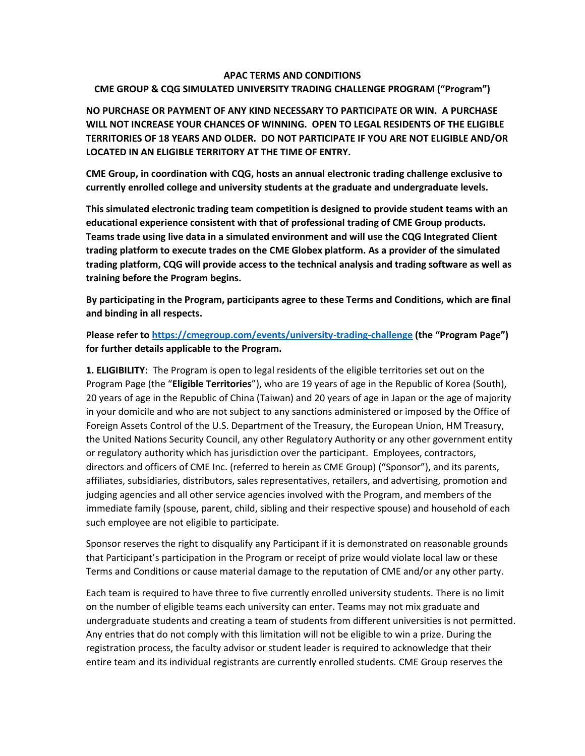**APAC TERMS AND CONDITIONS**

**CME GROUP & CQG SIMULATED UNIVERSITY TRADING CHALLENGE PROGRAM ("Program")**

**NO PURCHASE OR PAYMENT OF ANY KIND NECESSARY TO PARTICIPATE OR WIN. A PURCHASE WILL NOT INCREASE YOUR CHANCES OF WINNING. OPEN TO LEGAL RESIDENTS OF THE ELIGIBLE TERRITORIES OF 18 YEARS AND OLDER. DO NOT PARTICIPATE IF YOU ARE NOT ELIGIBLE AND/OR LOCATED IN AN ELIGIBLE TERRITORY AT THE TIME OF ENTRY.**

**CME Group, in coordination with CQG, hosts an annual electronic trading challenge exclusive to currently enrolled college and university students at the graduate and undergraduate levels.**

**This simulated electronic trading team competition is designed to provide student teams with an educational experience consistent with that of professional trading of CME Group products. Teams trade using live data in a simulated environment and will use the CQG Integrated Client trading platform to execute trades on the CME Globex platform. As a provider of the simulated trading platform, CQG will provide access to the technical analysis and trading software as well as training before the Program begins.**

**By participating in the Program, participants agree to these Terms and Conditions, which are final and binding in all respects.**

**Please refer to [https://cmegroup.com/events/university-trading-challenge](https://cmegroup.com/events/university-trading-challenge) (the "Program Page") for further details applicable to the Program.**

**1. ELIGIBILITY:** The Program is open to legal residents of the eligible territories set out on the Program Page (the "**Eligible Territories**"), who are 19 years of age in the Republic of Korea (South), 20 years of age in the Republic of China (Taiwan) and 20 years of age in Japan or the age of majority in your domicile and who are not subject to any sanctions administered or imposed by the Office of Foreign Assets Control of the U.S. Department of the Treasury, the European Union, HM Treasury, the United Nations Security Council, any other Regulatory Authority or any other government entity or regulatory authority which has jurisdiction over the participant. Employees, contractors, directors and officers of CME Inc. (referred to herein as CME Group) ("Sponsor"), and its parents, affiliates, subsidiaries, distributors, sales representatives, retailers, and advertising, promotion and judging agencies and all other service agencies involved with the Program, and members of the immediate family (spouse, parent, child, sibling and their respective spouse) and household of each such employee are not eligible to participate.

Sponsor reserves the right to disqualify any Participant if it is demonstrated on reasonable grounds that Participant's participation in the Program or receipt of prize would violate local law or these Terms and Conditions or cause material damage to the reputation of CME and/or any other party.

Each team is required to have three to five currently enrolled university students. There is no limit on the number of eligible teams each university can enter. Teams may not mix graduate and undergraduate students and creating a team of students from different universities is not permitted. Any entries that do not comply with this limitation will not be eligible to win a prize. During the registration process, the faculty advisor or student leader is required to acknowledge that their entire team and its individual registrants are currently enrolled students. CME Group reserves the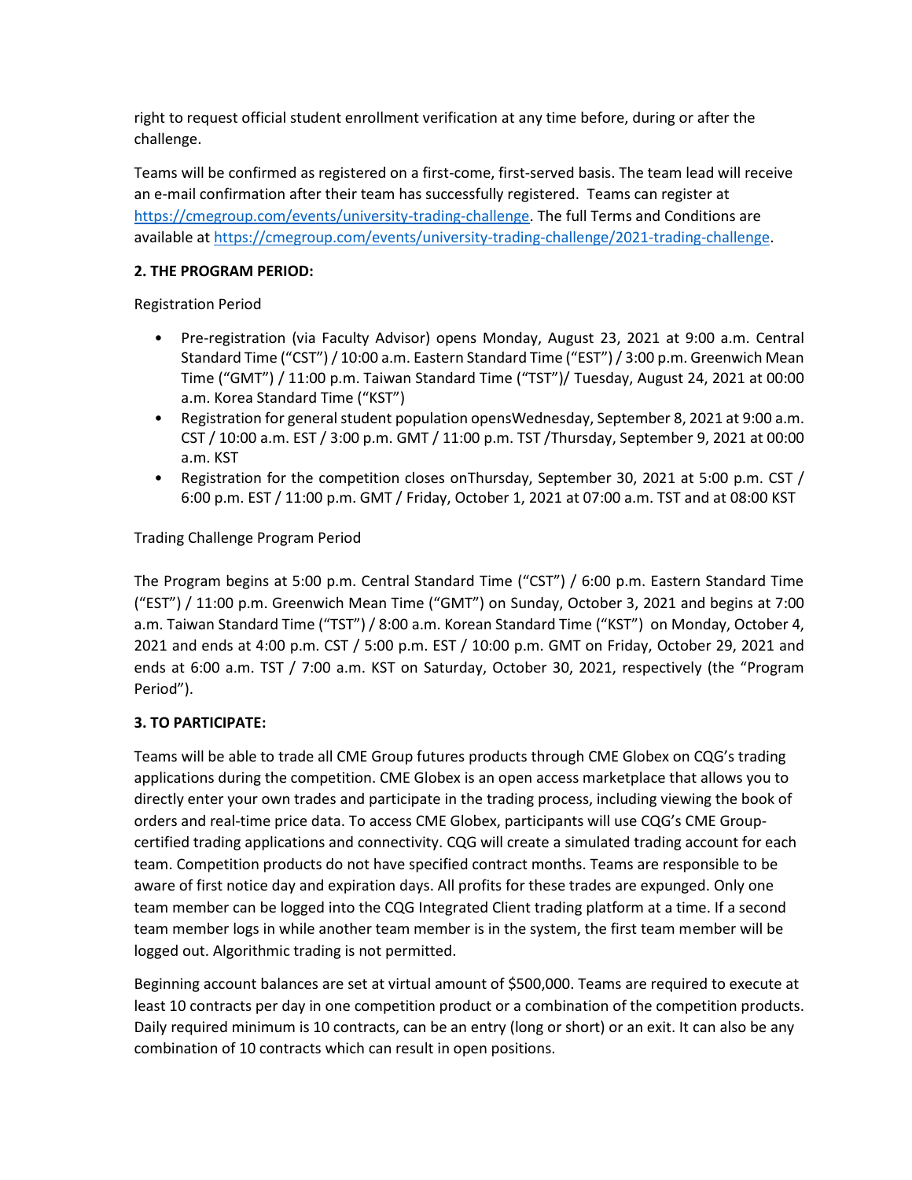right to request official student enrollment verification at any time before, during or after the challenge.

Teams will be confirmed as registered on a first-come, first-served basis. The team lead will receive an e-mail confirmation after their team has successfully registered. Teams can register at https://cmegroup.com/events/university-trading-challenge. The full Terms and Conditions are available at https://cmegroup.com/events/university-trading-challenge/2021-trading-challenge.

**2. THE PROGRAM PERIOD:**

Registration Period

- Pre-registration (via Faculty Advisor) opens Monday, August 23, 2021 at 9:00 a.m. Central Standard Time ("CST") / 10:00 a.m. Eastern Standard Time ("EST") / 3:00 p.m. Greenwich Mean Time ("GMT") / 11:00 p.m. Taiwan Standard Time ("TST")/ Tuesday, August 24, 2021 at 00:00 a.m. Korea Standard Time ("KST")
- Registration for general student population opensWednesday, September 8, 2021 at 9:00 a.m. CST / 10:00 a.m. EST / 3:00 p.m. GMT / 11:00 p.m. TST /Thursday, September 9, 2021 at 00:00 a.m. KST
- Registration for the competition closes onThursday, September 30, 2021 at 5:00 p.m. CST / 6:00 p.m. EST / 11:00 p.m. GMT / Friday, October 1, 2021 at 07:00 a.m. TST and at 08:00 KST

Trading Challenge Program Period

The Program begins at 5:00 p.m. Central Standard Time ("CST") / 6:00 p.m. Eastern Standard Time ("EST") / 11:00 p.m. Greenwich Mean Time ("GMT") on Sunday, October 3, 2021 and begins at 7:00 a.m. Taiwan Standard Time ("TST") / 8:00 a.m. Korean Standard Time ("KST") on Monday, October 4, 2021 and ends at 4:00 p.m. CST / 5:00 p.m. EST / 10:00 p.m. GMT on Friday, October 29, 2021 and ends at 6:00 a.m. TST / 7:00 a.m. KST on Saturday, October 30, 2021, respectively (the "Program Period").

**3. TO PARTICIPATE:**

Teams will be able to trade all CME Group futures products through CME Globex on CQG's trading applications during the competition. CME Globex is an open access marketplace that allows you to directly enter your own trades and participate in the trading process, including viewing the book of orders and real-time price data. To access CME Globex, participants will use CQG's CME Group-certified trading applications and connectivity. CQG will create a simulated trading account for each team. Competition products do not have specified contract months. Teams are responsible to be aware of first notice day and expiration days. All profits for these trades are expunged. Only one team member can be logged into the CQG Integrated Client trading platform at a time. If a second team member logs in while another team member is in the system, the first team member will be logged out. Algorithmic trading is not permitted.

Beginning account balances are set at virtual amount of $500,000. Teams are required to execute at least 10 contracts per day in one competition product or a combination of the competition products. Daily required minimum is 10 contracts, can be an entry (long or short) or an exit. It can also be any combination of 10 contracts which can result in open positions.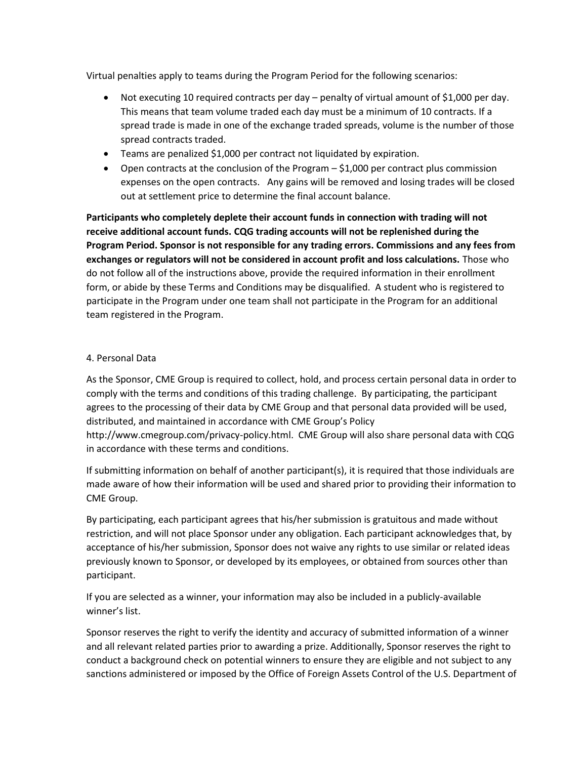Virtual penalties apply to teams during the Program Period for the following scenarios:

- Not executing 10 required contracts per day – penalty of virtual amount of $1,000 per day. This means that team volume traded each day must be a minimum of 10 contracts. If a spread trade is made in one of the exchange traded spreads, volume is the number of those spread contracts traded.
- Teams are penalized $1,000 per contract not liquidated by expiration.
- Open contracts at the conclusion of the Program – $1,000 per contract plus commission expenses on the open contracts. Any gains will be removed and losing trades will be closed out at settlement price to determine the final account balance.

**Participants who completely deplete their account funds in connection with trading will not receive additional account funds. CQG trading accounts will not be replenished during the Program Period. Sponsor is not responsible for any trading errors. Commissions and any fees from exchanges or regulators will not be considered in account profit and loss calculations.** Those who do not follow all of the instructions above, provide the required information in their enrollment form, or abide by these Terms and Conditions may be disqualified. A student who is registered to participate in the Program under one team shall not participate in the Program for an additional team registered in the Program.

4. Personal Data

As the Sponsor, CME Group is required to collect, hold, and process certain personal data in order to comply with the terms and conditions of this trading challenge. By participating, the participant agrees to the processing of their data by CME Group and that personal data provided will be used, distributed, and maintained in accordance with CME Group's Policy http://www.cmegroup.com/privacy-policy.html. CME Group will also share personal data with CQG in accordance with these terms and conditions.

If submitting information on behalf of another participant(s), it is required that those individuals are made aware of how their information will be used and shared prior to providing their information to CME Group.

By participating, each participant agrees that his/her submission is gratuitous and made without restriction, and will not place Sponsor under any obligation. Each participant acknowledges that, by acceptance of his/her submission, Sponsor does not waive any rights to use similar or related ideas previously known to Sponsor, or developed by its employees, or obtained from sources other than participant.

If you are selected as a winner, your information may also be included in a publicly-available winner's list.

Sponsor reserves the right to verify the identity and accuracy of submitted information of a winner and all relevant related parties prior to awarding a prize. Additionally, Sponsor reserves the right to conduct a background check on potential winners to ensure they are eligible and not subject to any sanctions administered or imposed by the Office of Foreign Assets Control of the U.S. Department of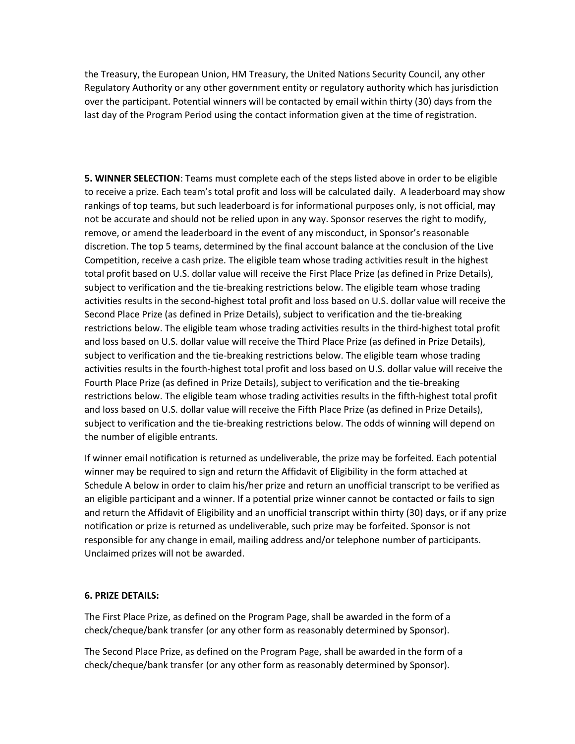the Treasury, the European Union, HM Treasury, the United Nations Security Council, any other Regulatory Authority or any other government entity or regulatory authority which has jurisdiction over the participant. Potential winners will be contacted by email within thirty (30) days from the last day of the Program Period using the contact information given at the time of registration.

**5. WINNER SELECTION**: Teams must complete each of the steps listed above in order to be eligible to receive a prize. Each team's total profit and loss will be calculated daily. A leaderboard may show rankings of top teams, but such leaderboard is for informational purposes only, is not official, may not be accurate and should not be relied upon in any way. Sponsor reserves the right to modify, remove, or amend the leaderboard in the event of any misconduct, in Sponsor's reasonable discretion. The top 5 teams, determined by the final account balance at the conclusion of the Live Competition, receive a cash prize. The eligible team whose trading activities result in the highest total profit based on U.S. dollar value will receive the First Place Prize (as defined in Prize Details), subject to verification and the tie-breaking restrictions below. The eligible team whose trading activities results in the second-highest total profit and loss based on U.S. dollar value will receive the Second Place Prize (as defined in Prize Details), subject to verification and the tie-breaking restrictions below. The eligible team whose trading activities results in the third-highest total profit and loss based on U.S. dollar value will receive the Third Place Prize (as defined in Prize Details), subject to verification and the tie-breaking restrictions below. The eligible team whose trading activities results in the fourth-highest total profit and loss based on U.S. dollar value will receive the Fourth Place Prize (as defined in Prize Details), subject to verification and the tie-breaking restrictions below. The eligible team whose trading activities results in the fifth-highest total profit and loss based on U.S. dollar value will receive the Fifth Place Prize (as defined in Prize Details), subject to verification and the tie-breaking restrictions below. The odds of winning will depend on the number of eligible entrants.

If winner email notification is returned as undeliverable, the prize may be forfeited. Each potential winner may be required to sign and return the Affidavit of Eligibility in the form attached at Schedule A below in order to claim his/her prize and return an unofficial transcript to be verified as an eligible participant and a winner. If a potential prize winner cannot be contacted or fails to sign and return the Affidavit of Eligibility and an unofficial transcript within thirty (30) days, or if any prize notification or prize is returned as undeliverable, such prize may be forfeited. Sponsor is not responsible for any change in email, mailing address and/or telephone number of participants. Unclaimed prizes will not be awarded.

**6. PRIZE DETAILS:**

The First Place Prize, as defined on the Program Page, shall be awarded in the form of a check/cheque/bank transfer (or any other form as reasonably determined by Sponsor).

The Second Place Prize, as defined on the Program Page, shall be awarded in the form of a check/cheque/bank transfer (or any other form as reasonably determined by Sponsor).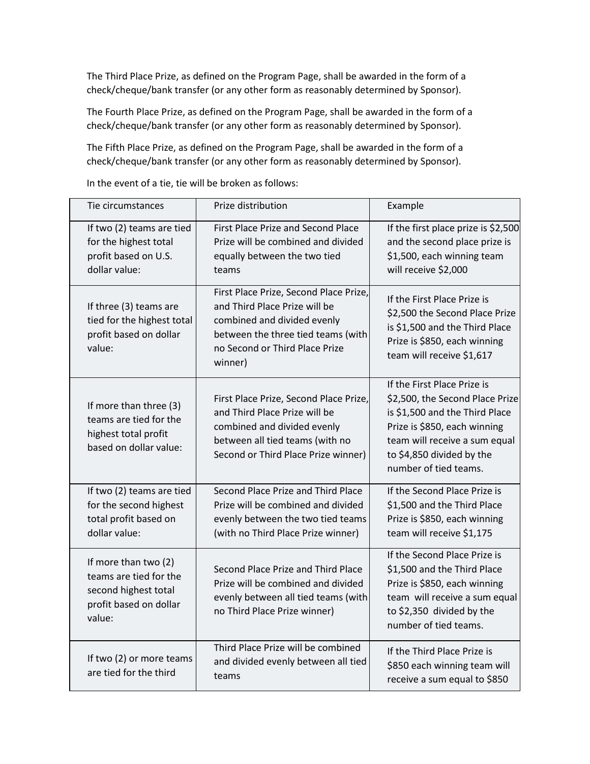The Third Place Prize, as defined on the Program Page, shall be awarded in the form of a check/cheque/bank transfer (or any other form as reasonably determined by Sponsor).

The Fourth Place Prize, as defined on the Program Page, shall be awarded in the form of a check/cheque/bank transfer (or any other form as reasonably determined by Sponsor).

The Fifth Place Prize, as defined on the Program Page, shall be awarded in the form of a check/cheque/bank transfer (or any other form as reasonably determined by Sponsor).

In the event of a tie, tie will be broken as follows:

| Tie circumstances | Prize distribution | Example |
| --- | --- | --- |
| If two (2) teams are tied for the highest total profit based on U.S. dollar value: | First Place Prize and Second Place Prize will be combined and divided equally between the two tied teams | If the first place prize is $2,500 and the second place prize is $1,500, each winning team will receive $2,000 |
| If three (3) teams are tied for the highest total profit based on dollar value: | First Place Prize, Second Place Prize, and Third Place Prize will be combined and divided evenly between the three tied teams (with no Second or Third Place Prize winner) | If the First Place Prize is $2,500 the Second Place Prize is $1,500 and the Third Place Prize is $850, each winning team will receive $1,617 |
| If more than three (3) teams are tied for the highest total profit based on dollar value: | First Place Prize, Second Place Prize, and Third Place Prize will be combined and divided evenly between all tied teams (with no Second or Third Place Prize winner) | If the First Place Prize is $2,500, the Second Place Prize is $1,500 and the Third Place Prize is $850, each winning team will receive a sum equal to $4,850 divided by the number of tied teams. |
| If two (2) teams are tied for the second highest total profit based on dollar value: | Second Place Prize and Third Place Prize will be combined and divided evenly between the two tied teams (with no Third Place Prize winner) | If the Second Place Prize is $1,500 and the Third Place Prize is $850, each winning team will receive $1,175 |
| If more than two (2) teams are tied for the second highest total profit based on dollar value: | Second Place Prize and Third Place Prize will be combined and divided evenly between all tied teams (with no Third Place Prize winner) | If the Second Place Prize is $1,500 and the Third Place Prize is $850, each winning team will receive a sum equal to $2,350 divided by the number of tied teams. |
| If two (2) or more teams are tied for the third | Third Place Prize will be combined and divided evenly between all tied teams | If the Third Place Prize is $850 each winning team will receive a sum equal to $850 |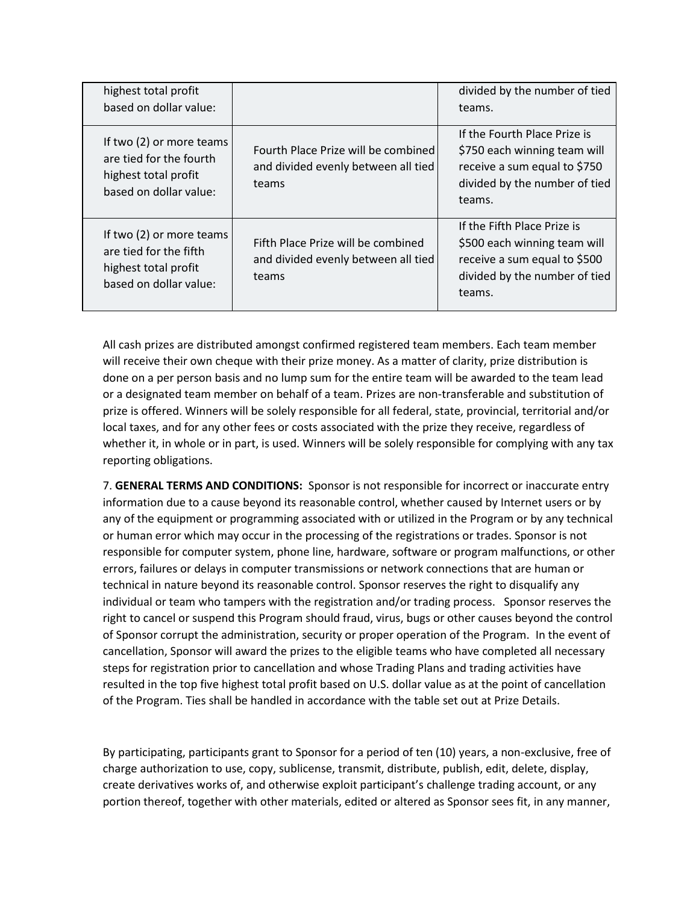| | | |
|---|---|---|
| highest total profit based on dollar value: | | divided by the number of tied teams. |
| If two (2) or more teams are tied for the fourth highest total profit based on dollar value: | Fourth Place Prize will be combined and divided evenly between all tied teams | If the Fourth Place Prize is $750 each winning team will receive a sum equal to $750 divided by the number of tied teams. |
| If two (2) or more teams are tied for the fifth highest total profit based on dollar value: | Fifth Place Prize will be combined and divided evenly between all tied teams | If the Fifth Place Prize is $500 each winning team will receive a sum equal to $500 divided by the number of tied teams. |

All cash prizes are distributed amongst confirmed registered team members. Each team member will receive their own cheque with their prize money. As a matter of clarity, prize distribution is done on a per person basis and no lump sum for the entire team will be awarded to the team lead or a designated team member on behalf of a team. Prizes are non-transferable and substitution of prize is offered. Winners will be solely responsible for all federal, state, provincial, territorial and/or local taxes, and for any other fees or costs associated with the prize they receive, regardless of whether it, in whole or in part, is used. Winners will be solely responsible for complying with any tax reporting obligations.

7. **GENERAL TERMS AND CONDITIONS:** Sponsor is not responsible for incorrect or inaccurate entry information due to a cause beyond its reasonable control, whether caused by Internet users or by any of the equipment or programming associated with or utilized in the Program or by any technical or human error which may occur in the processing of the registrations or trades. Sponsor is not responsible for computer system, phone line, hardware, software or program malfunctions, or other errors, failures or delays in computer transmissions or network connections that are human or technical in nature beyond its reasonable control. Sponsor reserves the right to disqualify any individual or team who tampers with the registration and/or trading process. Sponsor reserves the right to cancel or suspend this Program should fraud, virus, bugs or other causes beyond the control of Sponsor corrupt the administration, security or proper operation of the Program. In the event of cancellation, Sponsor will award the prizes to the eligible teams who have completed all necessary steps for registration prior to cancellation and whose Trading Plans and trading activities have resulted in the top five highest total profit based on U.S. dollar value as at the point of cancellation of the Program. Ties shall be handled in accordance with the table set out at Prize Details.

By participating, participants grant to Sponsor for a period of ten (10) years, a non-exclusive, free of charge authorization to use, copy, sublicense, transmit, distribute, publish, edit, delete, display, create derivatives works of, and otherwise exploit participant's challenge trading account, or any portion thereof, together with other materials, edited or altered as Sponsor sees fit, in any manner,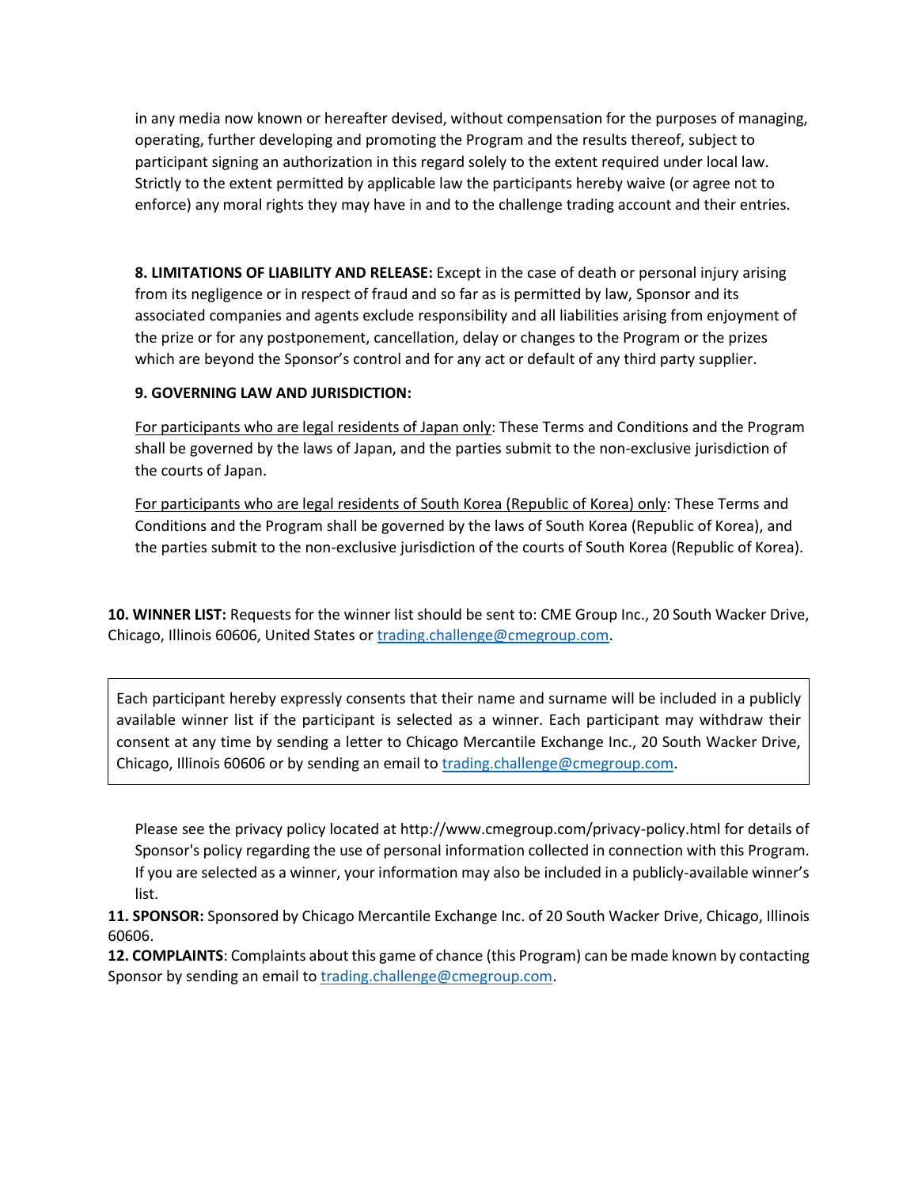in any media now known or hereafter devised, without compensation for the purposes of managing, operating, further developing and promoting the Program and the results thereof, subject to participant signing an authorization in this regard solely to the extent required under local law. Strictly to the extent permitted by applicable law the participants hereby waive (or agree not to enforce) any moral rights they may have in and to the challenge trading account and their entries.

**8. LIMITATIONS OF LIABILITY AND RELEASE:** Except in the case of death or personal injury arising from its negligence or in respect of fraud and so far as is permitted by law, Sponsor and its associated companies and agents exclude responsibility and all liabilities arising from enjoyment of the prize or for any postponement, cancellation, delay or changes to the Program or the prizes which are beyond the Sponsor's control and for any act or default of any third party supplier.

**9. GOVERNING LAW AND JURISDICTION:**

For participants who are legal residents of Japan only: These Terms and Conditions and the Program shall be governed by the laws of Japan, and the parties submit to the non-exclusive jurisdiction of the courts of Japan.

For participants who are legal residents of South Korea (Republic of Korea) only: These Terms and Conditions and the Program shall be governed by the laws of South Korea (Republic of Korea), and the parties submit to the non-exclusive jurisdiction of the courts of South Korea (Republic of Korea).

**10. WINNER LIST:** Requests for the winner list should be sent to: CME Group Inc., 20 South Wacker Drive, Chicago, Illinois 60606, United States or trading.challenge@cmegroup.com.

Each participant hereby expressly consents that their name and surname will be included in a publicly available winner list if the participant is selected as a winner. Each participant may withdraw their consent at any time by sending a letter to Chicago Mercantile Exchange Inc., 20 South Wacker Drive, Chicago, Illinois 60606 or by sending an email to trading.challenge@cmegroup.com.

Please see the privacy policy located at http://www.cmegroup.com/privacy-policy.html for details of Sponsor's policy regarding the use of personal information collected in connection with this Program. If you are selected as a winner, your information may also be included in a publicly-available winner's list.

**11. SPONSOR:** Sponsored by Chicago Mercantile Exchange Inc. of 20 South Wacker Drive, Chicago, Illinois 60606.

**12. COMPLAINTS**: Complaints about this game of chance (this Program) can be made known by contacting Sponsor by sending an email to trading.challenge@cmegroup.com.